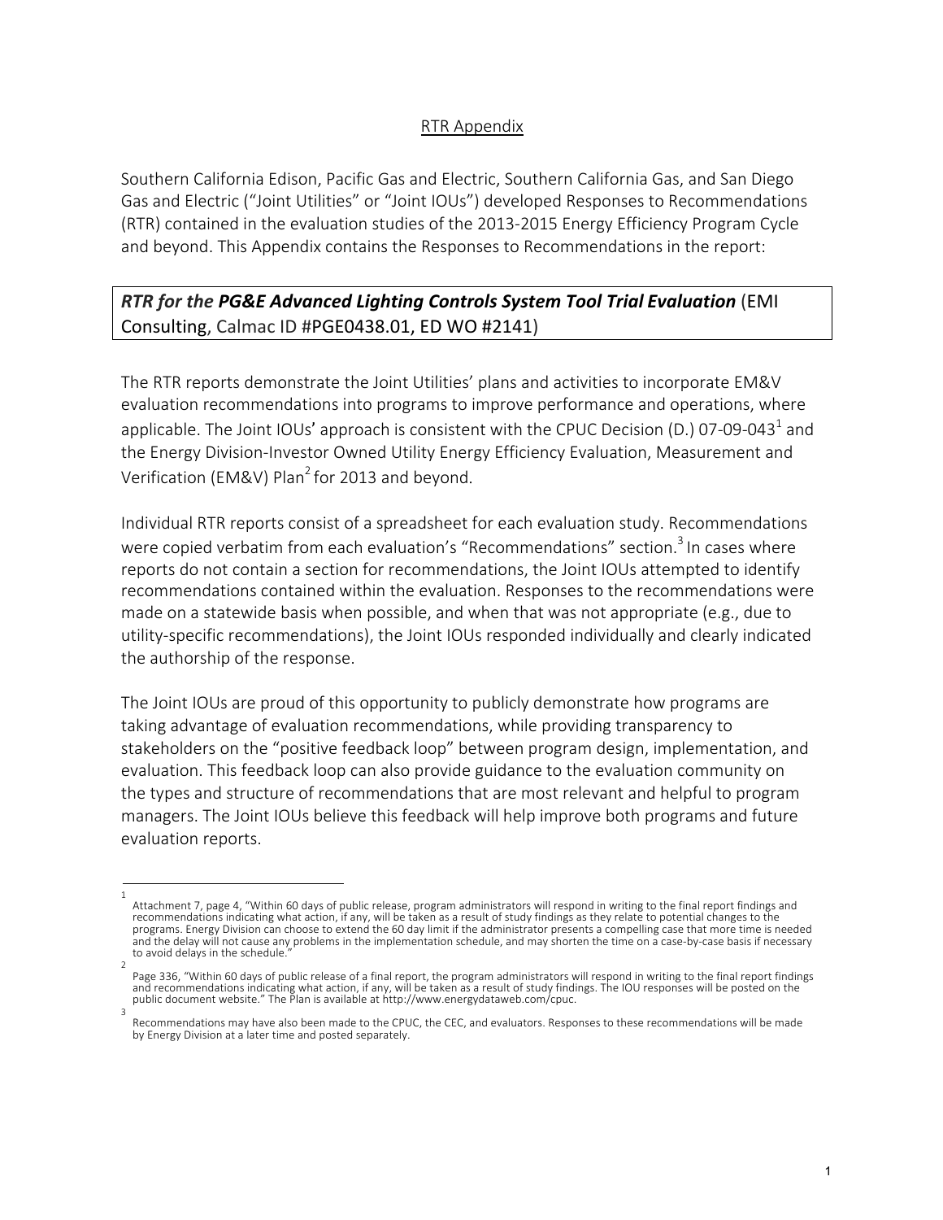RTR Appendix

Southern California Edison, Pacific Gas and Electric, Southern California Gas, and San Diego Gas and Electric ("Joint Utilities" or "Joint IOUs") developed Responses to Recommendations (RTR) contained in the evaluation studies of the 2013-2015 Energy Efficiency Program Cycle and beyond. This Appendix contains the Responses to Recommendations in the report:

***RTR for the PG&E Advanced Lighting Controls System Tool Trial Evaluation*** (EMI Consulting, Calmac ID #PGE0438.01, ED WO #2141)

The RTR reports demonstrate the Joint Utilities' plans and activities to incorporate EM&V evaluation recommendations into programs to improve performance and operations, where applicable. The Joint IOUs' approach is consistent with the CPUC Decision (D.) 07-09-043[1] and the Energy Division-Investor Owned Utility Energy Efficiency Evaluation, Measurement and Verification (EM&V) Plan[2] for 2013 and beyond.

Individual RTR reports consist of a spreadsheet for each evaluation study. Recommendations were copied verbatim from each evaluation's "Recommendations" section.[3] In cases where reports do not contain a section for recommendations, the Joint IOUs attempted to identify recommendations contained within the evaluation. Responses to the recommendations were made on a statewide basis when possible, and when that was not appropriate (e.g., due to utility-specific recommendations), the Joint IOUs responded individually and clearly indicated the authorship of the response.

The Joint IOUs are proud of this opportunity to publicly demonstrate how programs are taking advantage of evaluation recommendations, while providing transparency to stakeholders on the "positive feedback loop" between program design, implementation, and evaluation. This feedback loop can also provide guidance to the evaluation community on the types and structure of recommendations that are most relevant and helpful to program managers. The Joint IOUs believe this feedback will help improve both programs and future evaluation reports.

---

[1] Attachment 7, page 4, "Within 60 days of public release, program administrators will respond in writing to the final report findings and recommendations indicating what action, if any, will be taken as a result of study findings as they relate to potential changes to the programs. Energy Division can choose to extend the 60 day limit if the administrator presents a compelling case that more time is needed and the delay will not cause any problems in the implementation schedule, and may shorten the time on a case-by-case basis if necessary to avoid delays in the schedule."

[2] Page 336, "Within 60 days of public release of a final report, the program administrators will respond in writing to the final report findings and recommendations indicating what action, if any, will be taken as a result of study findings. The IOU responses will be posted on the public document website." The Plan is available at http://www.energydataweb.com/cpuc.

[3] Recommendations may have also been made to the CPUC, the CEC, and evaluators. Responses to these recommendations will be made by Energy Division at a later time and posted separately.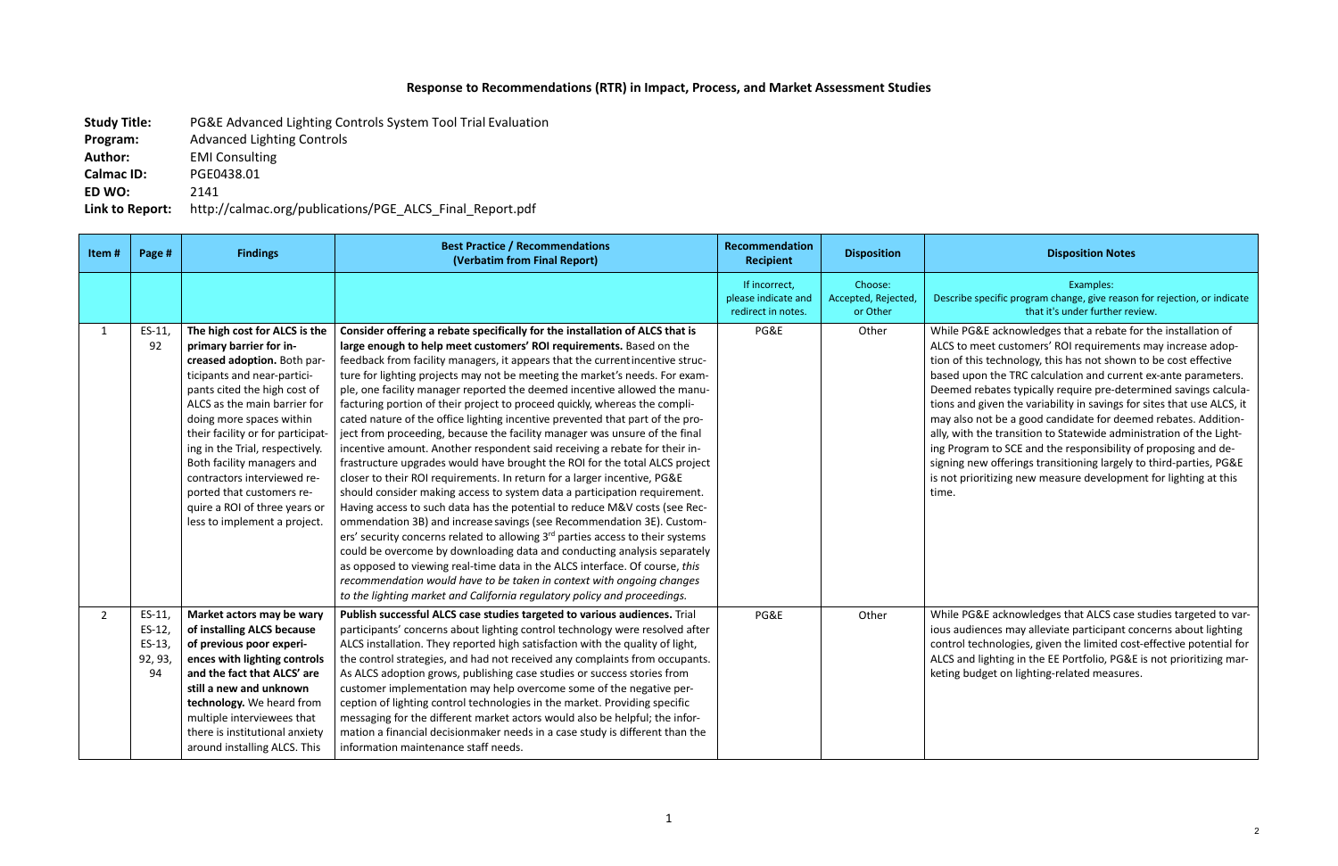## Response to Recommendations (RTR) in Impact, Process, and Market Assessment Studies

**Study Title:** PG&E Advanced Lighting Controls System Tool Trial Evaluation
**Program:** Advanced Lighting Controls
**Author:** EMI Consulting
**Calmac ID:** PGE0438.01
**ED WO:** 2141
**Link to Report:** http://calmac.org/publications/PGE_ALCS_Final_Report.pdf

| Item # | Page # | Findings | Best Practice / Recommendations (Verbatim from Final Report) | Recommendation Recipient | Disposition | Disposition Notes |
|---|---|---|---|---|---|---|
| | | | | If incorrect, please indicate and redirect in notes. | Choose: Accepted, Rejected, or Other | Examples: Describe specific program change, give reason for rejection, or indicate that it's under further review. |
| 1 | ES-11, 92 | **The high cost for ALCS is the primary barrier for increased adoption.** Both participants and near-participants cited the high cost of ALCS as the main barrier for doing more spaces within their facility or for participating in the Trial, respectively. Both facility managers and contractors interviewed reported that customers require a ROI of three years or less to implement a project. | **Consider offering a rebate specifically for the installation of ALCS that is large enough to help meet customers' ROI requirements.** Based on the feedback from facility managers, it appears that the current incentive structure for lighting projects may not be meeting the market's needs. For example, one facility manager reported the deemed incentive allowed the manufacturing portion of their project to proceed quickly, whereas the complicated nature of the office lighting incentive prevented that part of the project from proceeding, because the facility manager was unsure of the final incentive amount. Another respondent said receiving a rebate for their infrastructure upgrades would have brought the ROI for the total ALCS project closer to their ROI requirements. In return for a larger incentive, PG&E should consider making access to system data a participation requirement. Having access to such data has the potential to reduce M&V costs (see Recommendation 3B) and increase savings (see Recommendation 3E). Customers' security concerns related to allowing 3rd parties access to their systems could be overcome by downloading data and conducting analysis separately as opposed to viewing real-time data in the ALCS interface. Of course, *this recommendation would have to be taken in context with ongoing changes to the lighting market and California regulatory policy and proceedings.* | PG&E | Other | While PG&E acknowledges that a rebate for the installation of ALCS to meet customers' ROI requirements may increase adoption of this technology, this has not shown to be cost effective based upon the TRC calculation and current ex-ante parameters. Deemed rebates typically require pre-determined savings calculations and given the variability in savings for sites that use ALCS, it may also not be a good candidate for deemed rebates. Additionally, with the transition to Statewide administration of the Lighting Program to SCE and the responsibility of proposing and designing new offerings transitioning largely to third-parties, PG&E is not prioritizing new measure development for lighting at this time. |
| 2 | ES-11, ES-12, ES-13, 92, 93, 94 | **Market actors may be wary of installing ALCS because of previous poor experiences with lighting controls and the fact that ALCS' are still a new and unknown technology.** We heard from multiple interviewees that there is institutional anxiety around installing ALCS. This | **Publish successful ALCS case studies targeted to various audiences.** Trial participants' concerns about lighting control technology were resolved after ALCS installation. They reported high satisfaction with the quality of light, the control strategies, and had not received any complaints from occupants. As ALCS adoption grows, publishing case studies or success stories from customer implementation may help overcome some of the negative perception of lighting control technologies in the market. Providing specific messaging for the different market actors would also be helpful; the information a financial decisionmaker needs in a case study is different than the information maintenance staff needs. | PG&E | Other | While PG&E acknowledges that ALCS case studies targeted to various audiences may alleviate participant concerns about lighting control technologies, given the limited cost-effective potential for ALCS and lighting in the EE Portfolio, PG&E is not prioritizing marketing budget on lighting-related measures. |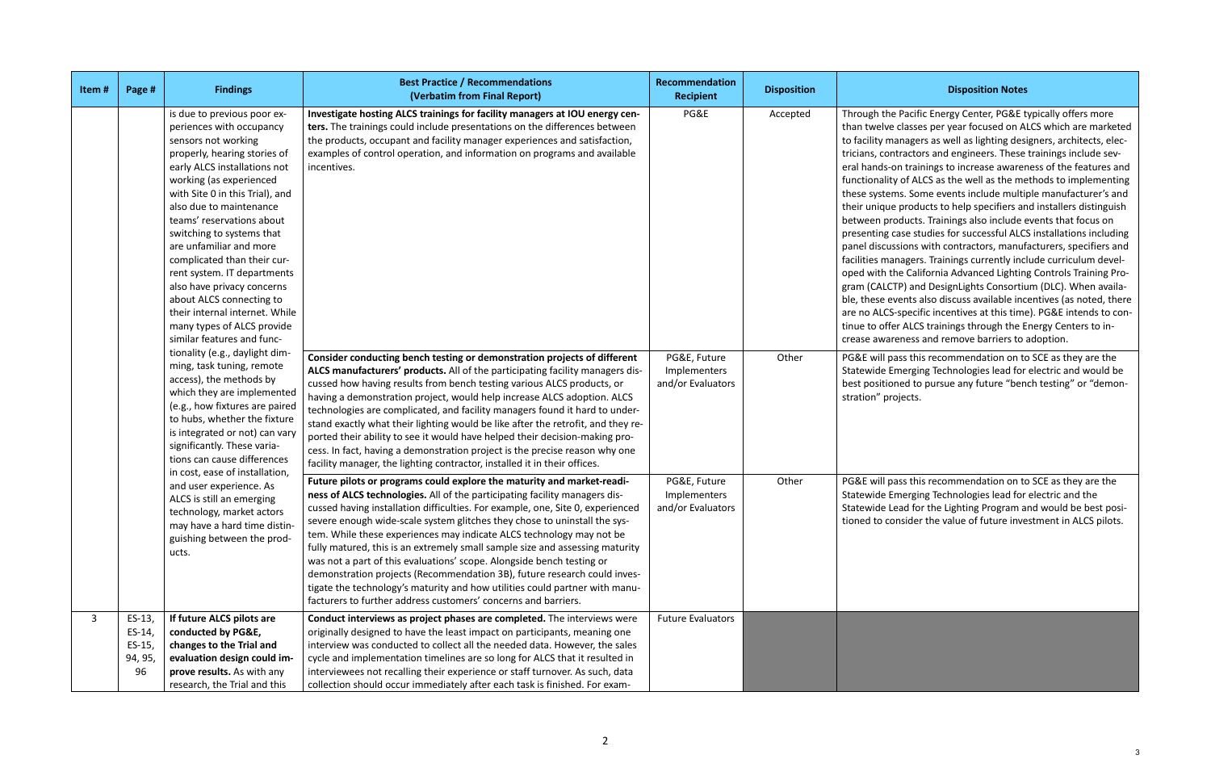| Item # | Page # | Findings | Best Practice / Recommendations (Verbatim from Final Report) | Recommendation Recipient | Disposition | Disposition Notes |
|---|---|---|---|---|---|---|
| | | is due to previous poor experiences with occupancy sensors not working properly, hearing stories of early ALCS installations not working (as experienced with Site 0 in this Trial), and also due to maintenance teams' reservations about switching to systems that are unfamiliar and more complicated than their current system. IT departments also have privacy concerns about ALCS connecting to their internal internet. While many types of ALCS provide similar features and functionality (e.g., daylight dimming, task tuning, remote access), the methods by which they are implemented (e.g., how fixtures are paired to hubs, whether the fixture is integrated or not) can vary significantly. These variations can cause differences in cost, ease of installation, and user experience. As ALCS is still an emerging technology, market actors may have a hard time distinguishing between the products. | **Investigate hosting ALCS trainings for facility managers at IOU energy centers.** The trainings could include presentations on the differences between the products, occupant and facility manager experiences and satisfaction, examples of control operation, and information on programs and available incentives. | PG&E | Accepted | Through the Pacific Energy Center, PG&E typically offers more than twelve classes per year focused on ALCS which are marketed to facility managers as well as lighting designers, architects, electricians, contractors and engineers. These trainings include several hands-on trainings to increase awareness of the features and functionality of ALCS as the well as the methods to implementing these systems. Some events include multiple manufacturer's and their unique products to help specifiers and installers distinguish between products. Trainings also include events that focus on presenting case studies for successful ALCS installations including panel discussions with contractors, manufacturers, specifiers and facilities managers. Trainings currently include curriculum developed with the California Advanced Lighting Controls Training Program (CALCTP) and DesignLights Consortium (DLC). When available, these events also discuss available incentives (as noted, there are no ALCS-specific incentives at this time). PG&E intends to continue to offer ALCS trainings through the Energy Centers to increase awareness and remove barriers to adoption. |
| | | | **Consider conducting bench testing or demonstration projects of different ALCS manufacturers' products.** All of the participating facility managers discussed how having results from bench testing various ALCS products, or having a demonstration project, would help increase ALCS adoption. ALCS technologies are complicated, and facility managers found it hard to understand exactly what their lighting would be like after the retrofit, and they reported their ability to see it would have helped their decision-making process. In fact, having a demonstration project is the precise reason why one facility manager, the lighting contractor, installed it in their offices. | PG&E, Future Implementers and/or Evaluators | Other | PG&E will pass this recommendation on to SCE as they are the Statewide Emerging Technologies lead for electric and would be best positioned to pursue any future "bench testing" or "demonstration" projects. |
| | | | **Future pilots or programs could explore the maturity and market-readiness of ALCS technologies.** All of the participating facility managers discussed having installation difficulties. For example, one, Site 0, experienced severe enough wide-scale system glitches they chose to uninstall the system. While these experiences may indicate ALCS technology may not be fully matured, this is an extremely small sample size and assessing maturity was not a part of this evaluations' scope. Alongside bench testing or demonstration projects (Recommendation 3B), future research could investigate the technology's maturity and how utilities could partner with manufacturers to further address customers' concerns and barriers. | PG&E, Future Implementers and/or Evaluators | Other | PG&E will pass this recommendation on to SCE as they are the Statewide Emerging Technologies lead for electric and the Statewide Lead for the Lighting Program and would be best positioned to consider the value of future investment in ALCS pilots. |
| 3 | ES-13, ES-14, ES-15, 94, 95, 96 | **If future ALCS pilots are conducted by PG&E, changes to the Trial and evaluation design could improve results.** As with any research, the Trial and this | **Conduct interviews as project phases are completed.** The interviews were originally designed to have the least impact on participants, meaning one interview was conducted to collect all the needed data. However, the sales cycle and implementation timelines are so long for ALCS that it resulted in interviewees not recalling their experience or staff turnover. As such, data collection should occur immediately after each task is finished. For exam- | Future Evaluators | | |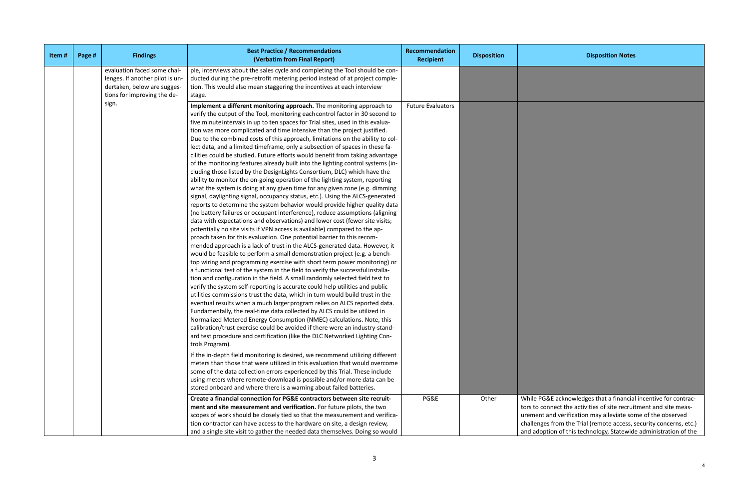| Item # | Page # | Findings | Best Practice / Recommendations (Verbatim from Final Report) | Recommendation Recipient | Disposition | Disposition Notes |
|---|---|---|---|---|---|---|
| | | evaluation faced some challenges. If another pilot is undertaken, below are suggestions for improving the design. | ple, interviews about the sales cycle and completing the Tool should be conducted during the pre-retrofit metering period instead of at project completion stage. This would also mean staggering the incentives at each interview stage. | | | |
| | | | **Implement a different monitoring approach.** The monitoring approach to verify the output of the Tool, monitoring each control factor in 30 second to five minute intervals in up to ten spaces for Trial sites, used in this evaluation was more complicated and time intensive than the project justified. Due to the combined costs of this approach, limitations on the ability to collect data, and a limited timeframe, only a subsection of spaces in these facilities could be studied. Future efforts would benefit from taking advantage of the monitoring features already built into the lighting control systems (including those listed by the DesignLights Consortium, DLC) which have the ability to monitor the on-going operation of the lighting system, reporting what the system is doing at any given time for any given zone (e.g. dimming signal, daylighting signal, occupancy status, etc.). Using the ALCS-generated reports to determine the system behavior would provide higher quality data (no battery failures or occupant interference), reduce assumptions (aligning data with expectations and observations) and lower cost (fewer site visits; potentially no site visits if VPN access is available) compared to the approach taken for this evaluation. One potential barrier to this recommended approach is a lack of trust in the ALCS-generated data. However, it would be feasible to perform a small demonstration project (e.g. a benchtop wiring and programming exercise with short term power monitoring) or a functional test of the system in the field to verify the successful installation and configuration in the field. A small randomly selected field test to verify the system self-reporting is accurate could help utilities and public utilities commissions trust the data, which in turn would build trust in the eventual results when a much larger program relies on ALCS reported data. Fundamentally, the real-time data collected by ALCS could be utilized in Normalized Metered Energy Consumption (NMEC) calculations. Note, this calibration/trust exercise could be avoided if there were an industry-standard test procedure and certification (like the DLC Networked Lighting Controls Program).<br><br>If the in-depth field monitoring is desired, we recommend utilizing different meters than those that were utilized in this evaluation that would overcome some of the data collection errors experienced by this Trial. These include using meters where remote-download is possible and/or more data can be stored onboard and where there is a warning about failed batteries. | Future Evaluators | | |
| | | | **Create a financial connection for PG&E contractors between site recruitment and site measurement and verification.** For future pilots, the two scopes of work should be closely tied so that the measurement and verification contractor can have access to the hardware on site, a design review, and a single site visit to gather the needed data themselves. Doing so would | PG&E | Other | While PG&E acknowledges that a financial incentive for contractors to connect the activities of site recruitment and site measurement and verification may alleviate some of the observed challenges from the Trial (remote access, security concerns, etc.) and adoption of this technology, Statewide administration of the |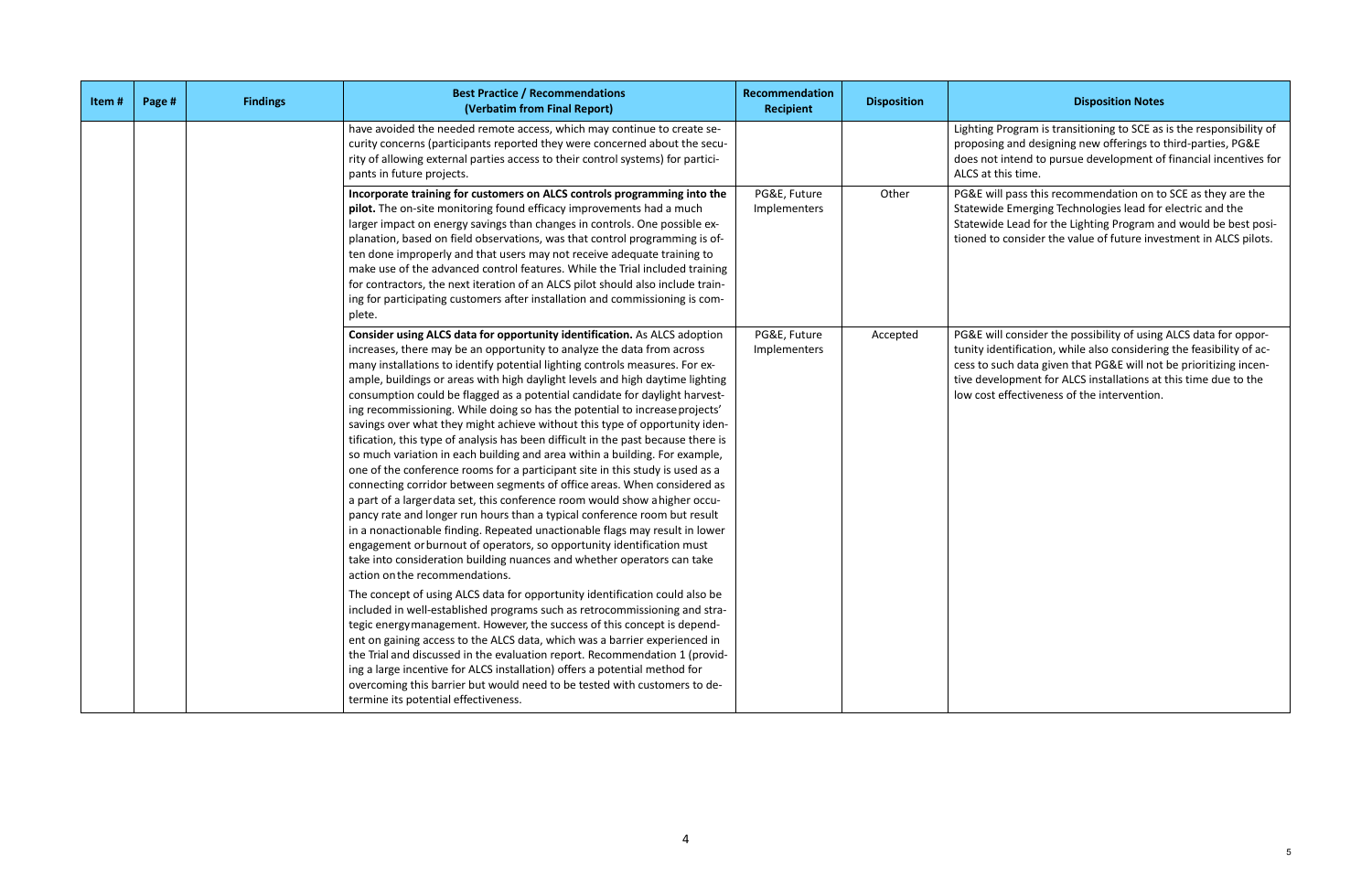| Item # | Page # | Findings | Best Practice / Recommendations (Verbatim from Final Report) | Recommendation Recipient | Disposition | Disposition Notes |
|---|---|---|---|---|---|---|
| | | | have avoided the needed remote access, which may continue to create security concerns (participants reported they were concerned about the security of allowing external parties access to their control systems) for participants in future projects. | | | Lighting Program is transitioning to SCE as is the responsibility of proposing and designing new offerings to third-parties, PG&E does not intend to pursue development of financial incentives for ALCS at this time. |
| | | | **Incorporate training for customers on ALCS controls programming into the pilot.** The on-site monitoring found efficacy improvements had a much larger impact on energy savings than changes in controls. One possible explanation, based on field observations, was that control programming is often done improperly and that users may not receive adequate training to make use of the advanced control features. While the Trial included training for contractors, the next iteration of an ALCS pilot should also include training for participating customers after installation and commissioning is complete. | PG&E, Future Implementers | Other | PG&E will pass this recommendation on to SCE as they are the Statewide Emerging Technologies lead for electric and the Statewide Lead for the Lighting Program and would be best positioned to consider the value of future investment in ALCS pilots. |
| | | | **Consider using ALCS data for opportunity identification.** As ALCS adoption increases, there may be an opportunity to analyze the data from across many installations to identify potential lighting controls measures. For example, buildings or areas with high daylight levels and high daytime lighting consumption could be flagged as a potential candidate for daylight harvesting recommissioning. While doing so has the potential to increase projects' savings over what they might achieve without this type of opportunity identification, this type of analysis has been difficult in the past because there is so much variation in each building and area within a building. For example, one of the conference rooms for a participant site in this study is used as a connecting corridor between segments of office areas. When considered as a part of a larger data set, this conference room would show a higher occupancy rate and longer run hours than a typical conference room but result in a nonactionable finding. Repeated unactionable flags may result in lower engagement or burnout of operators, so opportunity identification must take into consideration building nuances and whether operators can take action on the recommendations.<br><br>The concept of using ALCS data for opportunity identification could also be included in well-established programs such as retrocommissioning and strategic energy management. However, the success of this concept is dependent on gaining access to the ALCS data, which was a barrier experienced in the Trial and discussed in the evaluation report. Recommendation 1 (providing a large incentive for ALCS installation) offers a potential method for overcoming this barrier but would need to be tested with customers to determine its potential effectiveness. | PG&E, Future Implementers | Accepted | PG&E will consider the possibility of using ALCS data for opportunity identification, while also considering the feasibility of access to such data given that PG&E will not be prioritizing incentive development for ALCS installations at this time due to the low cost effectiveness of the intervention. |